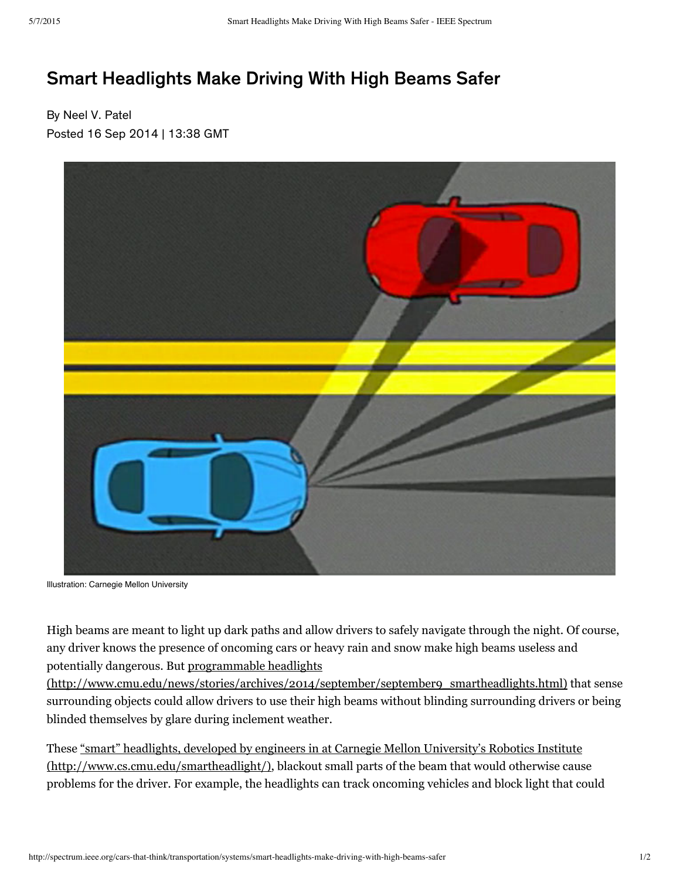# Smart Headlights Make Driving With High Beams Safer

By Neel V. Patel
Posted 16 Sep 2014 | 13:38 GMT

Illustration: Carnegie Mellon University

High beams are meant to light up dark paths and allow drivers to safely navigate through the night. Of course, any driver knows the presence of oncoming cars or heavy rain and snow make high beams useless and potentially dangerous. But programmable headlights (http://www.cmu.edu/news/stories/archives/2014/september/september9_smartheadlights.html) that sense surrounding objects could allow drivers to use their high beams without blinding surrounding drivers or being blinded themselves by glare during inclement weather.

These "smart" headlights, developed by engineers in at Carnegie Mellon University's Robotics Institute (http://www.cs.cmu.edu/smartheadlight/), blackout small parts of the beam that would otherwise cause problems for the driver. For example, the headlights can track oncoming vehicles and block light that could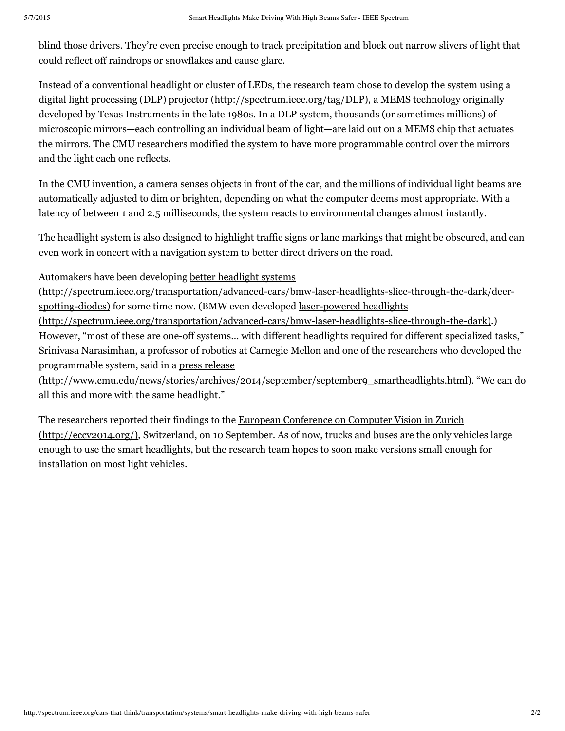blind those drivers. They're even precise enough to track precipitation and block out narrow slivers of light that could reflect off raindrops or snowflakes and cause glare.

Instead of a conventional headlight or cluster of LEDs, the research team chose to develop the system using a digital light processing (DLP) projector (http://spectrum.ieee.org/tag/DLP), a MEMS technology originally developed by Texas Instruments in the late 1980s. In a DLP system, thousands (or sometimes millions) of microscopic mirrors—each controlling an individual beam of light—are laid out on a MEMS chip that actuates the mirrors. The CMU researchers modified the system to have more programmable control over the mirrors and the light each one reflects.

In the CMU invention, a camera senses objects in front of the car, and the millions of individual light beams are automatically adjusted to dim or brighten, depending on what the computer deems most appropriate. With a latency of between 1 and 2.5 milliseconds, the system reacts to environmental changes almost instantly.

The headlight system is also designed to highlight traffic signs or lane markings that might be obscured, and can even work in concert with a navigation system to better direct drivers on the road.

Automakers have been developing better headlight systems (http://spectrum.ieee.org/transportation/advanced-cars/bmw-laser-headlights-slice-through-the-dark/deer-spotting-diodes) for some time now. (BMW even developed laser-powered headlights (http://spectrum.ieee.org/transportation/advanced-cars/bmw-laser-headlights-slice-through-the-dark).) However, "most of these are one-off systems... with different headlights required for different specialized tasks," Srinivasa Narasimhan, a professor of robotics at Carnegie Mellon and one of the researchers who developed the programmable system, said in a press release (http://www.cmu.edu/news/stories/archives/2014/september/september9_smartheadlights.html). "We can do all this and more with the same headlight."

The researchers reported their findings to the European Conference on Computer Vision in Zurich (http://eccv2014.org/), Switzerland, on 10 September. As of now, trucks and buses are the only vehicles large enough to use the smart headlights, but the research team hopes to soon make versions small enough for installation on most light vehicles.